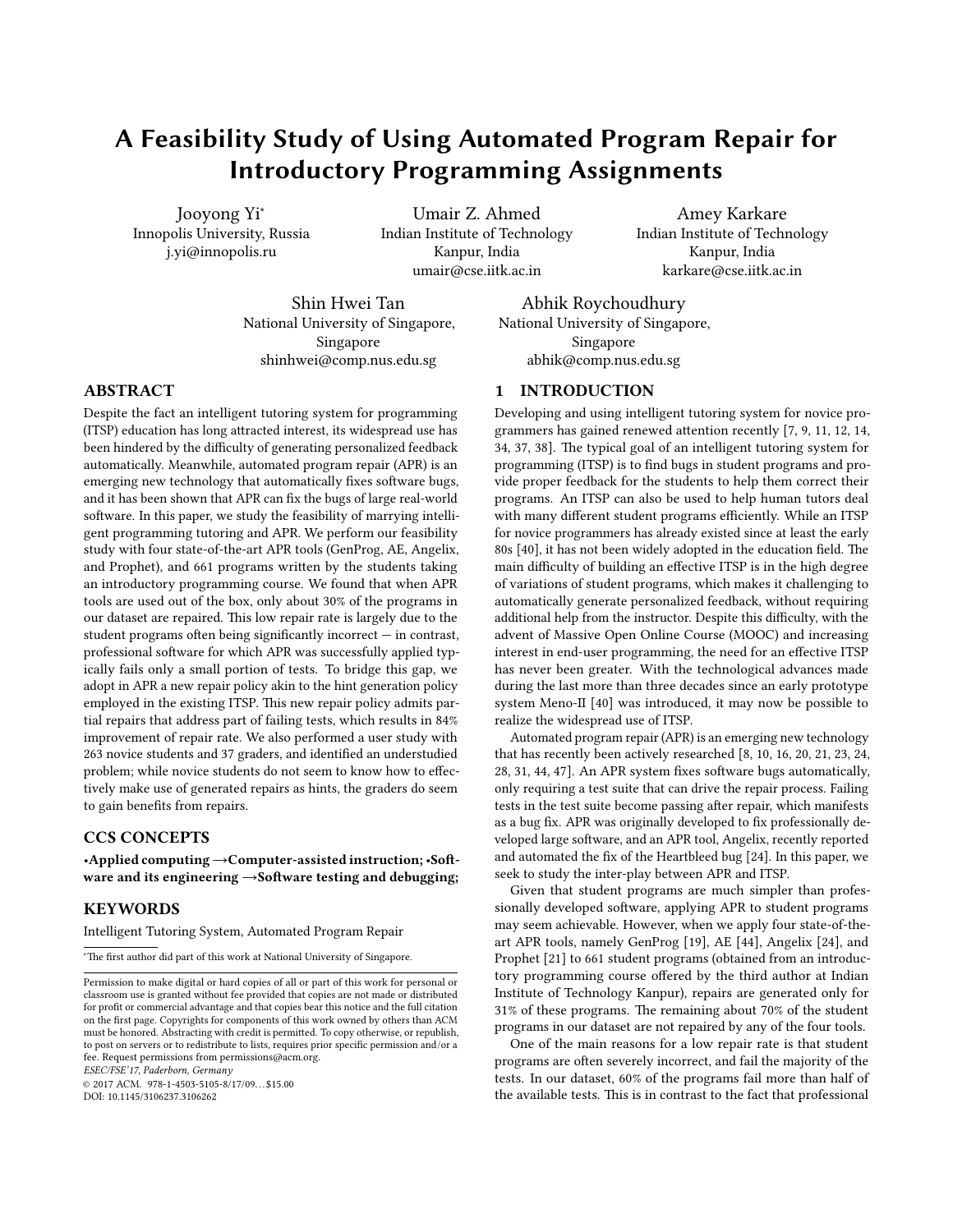# A Feasibility Study of Using Automated Program Repair for Introductory Programming Assignments

Jooyong Yi[*]
Innopolis University, Russia
j.yi@innopolis.ru

Umair Z. Ahmed
Indian Institute of Technology
Kanpur, India
umair@cse.iitk.ac.in

Amey Karkare
Indian Institute of Technology
Kanpur, India
karkare@cse.iitk.ac.in

Shin Hwei Tan
National University of Singapore,
Singapore
shinhwei@comp.nus.edu.sg

Abhik Roychoudhury
National University of Singapore,
Singapore
abhik@comp.nus.edu.sg

## ABSTRACT

Despite the fact an intelligent tutoring system for programming (ITSP) education has long attracted interest, its widespread use has been hindered by the difficulty of generating personalized feedback automatically. Meanwhile, automated program repair (APR) is an emerging new technology that automatically fixes software bugs, and it has been shown that APR can fix the bugs of large real-world software. In this paper, we study the feasibility of marrying intelligent programming tutoring and APR. We perform our feasibility study with four state-of-the-art APR tools (GenProg, AE, Angelix, and Prophet), and 661 programs written by the students taking an introductory programming course. We found that when APR tools are used out of the box, only about 30% of the programs in our dataset are repaired. This low repair rate is largely due to the student programs often being significantly incorrect — in contrast, professional software for which APR was successfully applied typically fails only a small portion of tests. To bridge this gap, we adopt in APR a new repair policy akin to the hint generation policy employed in the existing ITSP. This new repair policy admits partial repairs that address part of failing tests, which results in 84% improvement of repair rate. We also performed a user study with 263 novice students and 37 graders, and identified an understudied problem; while novice students do not seem to know how to effectively make use of generated repairs as hints, the graders do seem to gain benefits from repairs.

## CCS CONCEPTS

•**Applied computing** →**Computer-assisted instruction;** •**Software and its engineering** →**Software testing and debugging;**

## KEYWORDS

Intelligent Tutoring System, Automated Program Repair

[*]The first author did part of this work at National University of Singapore.

Permission to make digital or hard copies of all or part of this work for personal or classroom use is granted without fee provided that copies are not made or distributed for profit or commercial advantage and that copies bear this notice and the full citation on the first page. Copyrights for components of this work owned by others than ACM must be honored. Abstracting with credit is permitted. To copy otherwise, or republish, to post on servers or to redistribute to lists, requires prior specific permission and/or a fee. Request permissions from permissions@acm.org.
*ESEC/FSE'17, Paderborn, Germany*
© 2017 ACM. 978-1-4503-5105-8/17/09…$15.00
DOI: 10.1145/3106237.3106262

## 1 INTRODUCTION

Developing and using intelligent tutoring system for novice programmers has gained renewed attention recently [7, 9, 11, 12, 14, 34, 37, 38]. The typical goal of an intelligent tutoring system for programming (ITSP) is to find bugs in student programs and provide proper feedback for the students to help them correct their programs. An ITSP can also be used to help human tutors deal with many different student programs efficiently. While an ITSP for novice programmers has already existed since at least the early 80s [40], it has not been widely adopted in the education field. The main difficulty of building an effective ITSP is in the high degree of variations of student programs, which makes it challenging to automatically generate personalized feedback, without requiring additional help from the instructor. Despite this difficulty, with the advent of Massive Open Online Course (MOOC) and increasing interest in end-user programming, the need for an effective ITSP has never been greater. With the technological advances made during the last more than three decades since an early prototype system Meno-II [40] was introduced, it may now be possible to realize the widespread use of ITSP.

Automated program repair (APR) is an emerging new technology that has recently been actively researched [8, 10, 16, 20, 21, 23, 24, 28, 31, 44, 47]. An APR system fixes software bugs automatically, only requiring a test suite that can drive the repair process. Failing tests in the test suite become passing after repair, which manifests as a bug fix. APR was originally developed to fix professionally developed large software, and an APR tool, Angelix, recently reported and automated the fix of the Heartbleed bug [24]. In this paper, we seek to study the inter-play between APR and ITSP.

Given that student programs are much simpler than professionally developed software, applying APR to student programs may seem achievable. However, when we apply four state-of-the-art APR tools, namely GenProg [19], AE [44], Angelix [24], and Prophet [21] to 661 student programs (obtained from an introductory programming course offered by the third author at Indian Institute of Technology Kanpur), repairs are generated only for 31% of these programs. The remaining about 70% of the student programs in our dataset are not repaired by any of the four tools.

One of the main reasons for a low repair rate is that student programs are often severely incorrect, and fail the majority of the tests. In our dataset, 60% of the programs fail more than half of the available tests. This is in contrast to the fact that professional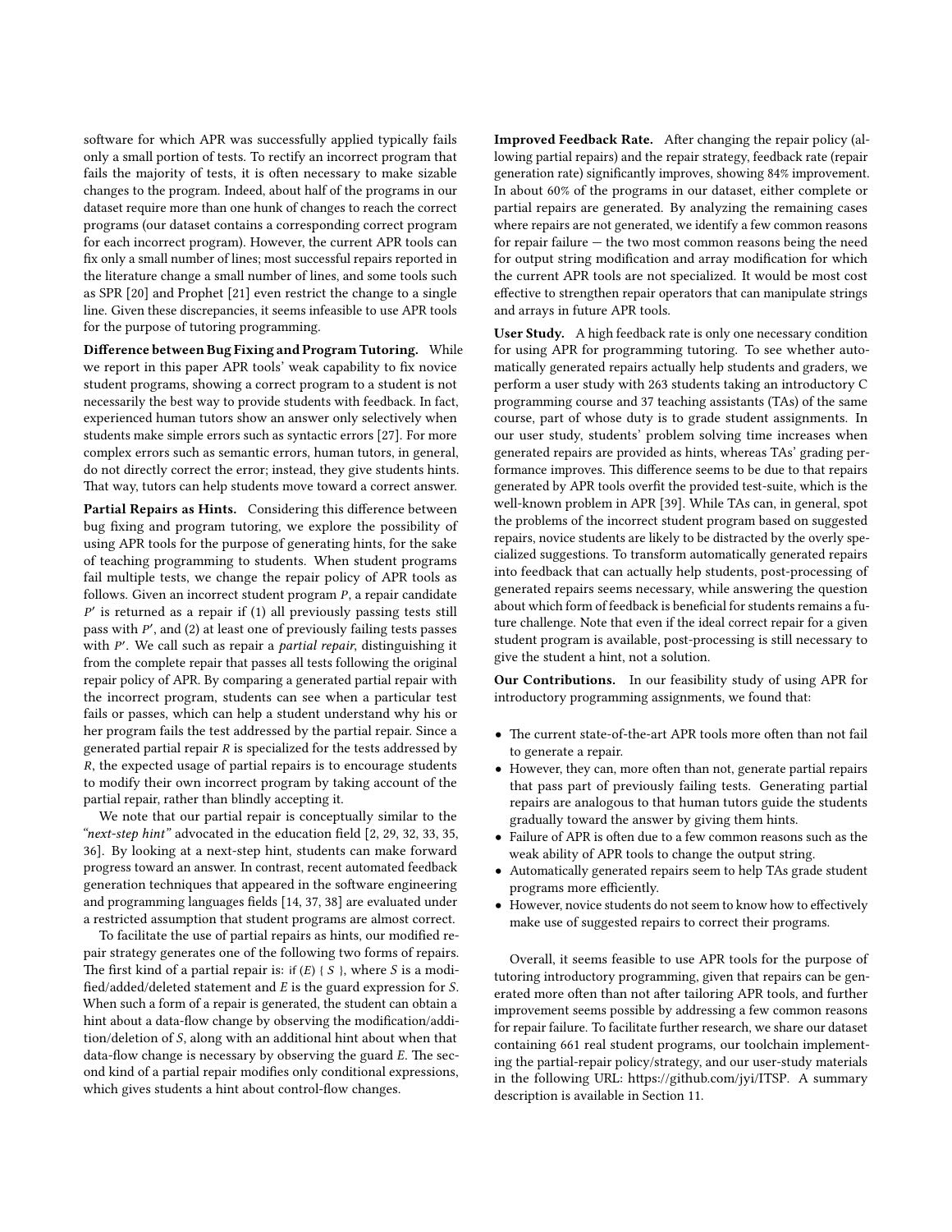software for which APR was successfully applied typically fails only a small portion of tests. To rectify an incorrect program that fails the majority of tests, it is often necessary to make sizable changes to the program. Indeed, about half of the programs in our dataset require more than one hunk of changes to reach the correct programs (our dataset contains a corresponding correct program for each incorrect program). However, the current APR tools can fix only a small number of lines; most successful repairs reported in the literature change a small number of lines, and some tools such as SPR [20] and Prophet [21] even restrict the change to a single line. Given these discrepancies, it seems infeasible to use APR tools for the purpose of tutoring programming.

**Difference between Bug Fixing and Program Tutoring.** While we report in this paper APR tools' weak capability to fix novice student programs, showing a correct program to a student is not necessarily the best way to provide students with feedback. In fact, experienced human tutors show an answer only selectively when students make simple errors such as syntactic errors [27]. For more complex errors such as semantic errors, human tutors, in general, do not directly correct the error; instead, they give students hints. That way, tutors can help students move toward a correct answer.

**Partial Repairs as Hints.** Considering this difference between bug fixing and program tutoring, we explore the possibility of using APR tools for the purpose of generating hints, for the sake of teaching programming to students. When student programs fail multiple tests, we change the repair policy of APR tools as follows. Given an incorrect student program $P$, a repair candidate $P'$ is returned as a repair if (1) all previously passing tests still pass with $P'$, and (2) at least one of previously failing tests passes with $P'$. We call such as repair a *partial repair*, distinguishing it from the complete repair that passes all tests following the original repair policy of APR. By comparing a generated partial repair with the incorrect program, students can see when a particular test fails or passes, which can help a student understand why his or her program fails the test addressed by the partial repair. Since a generated partial repair $R$ is specialized for the tests addressed by $R$, the expected usage of partial repairs is to encourage students to modify their own incorrect program by taking account of the partial repair, rather than blindly accepting it.

We note that our partial repair is conceptually similar to the *"next-step hint"* advocated in the education field [2, 29, 32, 33, 35, 36]. By looking at a next-step hint, students can make forward progress toward an answer. In contrast, recent automated feedback generation techniques that appeared in the software engineering and programming languages fields [14, 37, 38] are evaluated under a restricted assumption that student programs are almost correct.

To facilitate the use of partial repairs as hints, our modified repair strategy generates one of the following two forms of repairs. The first kind of a partial repair is: if ($E$) { $S$ }, where $S$ is a modified/added/deleted statement and $E$ is the guard expression for $S$. When such a form of a repair is generated, the student can obtain a hint about a data-flow change by observing the modification/addition/deletion of $S$, along with an additional hint about when that data-flow change is necessary by observing the guard $E$. The second kind of a partial repair modifies only conditional expressions, which gives students a hint about control-flow changes.

**Improved Feedback Rate.** After changing the repair policy (allowing partial repairs) and the repair strategy, feedback rate (repair generation rate) significantly improves, showing 84% improvement. In about 60% of the programs in our dataset, either complete or partial repairs are generated. By analyzing the remaining cases where repairs are not generated, we identify a few common reasons for repair failure — the two most common reasons being the need for output string modification and array modification for which the current APR tools are not specialized. It would be most cost effective to strengthen repair operators that can manipulate strings and arrays in future APR tools.

**User Study.** A high feedback rate is only one necessary condition for using APR for programming tutoring. To see whether automatically generated repairs actually help students and graders, we perform a user study with 263 students taking an introductory C programming course and 37 teaching assistants (TAs) of the same course, part of whose duty is to grade student assignments. In our user study, students' problem solving time increases when generated repairs are provided as hints, whereas TAs' grading performance improves. This difference seems to be due to that repairs generated by APR tools overfit the provided test-suite, which is the well-known problem in APR [39]. While TAs can, in general, spot the problems of the incorrect student program based on suggested repairs, novice students are likely to be distracted by the overly specialized suggestions. To transform automatically generated repairs into feedback that can actually help students, post-processing of generated repairs seems necessary, while answering the question about which form of feedback is beneficial for students remains a future challenge. Note that even if the ideal correct repair for a given student program is available, post-processing is still necessary to give the student a hint, not a solution.

**Our Contributions.** In our feasibility study of using APR for introductory programming assignments, we found that:

- The current state-of-the-art APR tools more often than not fail to generate a repair.
- However, they can, more often than not, generate partial repairs that pass part of previously failing tests. Generating partial repairs are analogous to that human tutors guide the students gradually toward the answer by giving them hints.
- Failure of APR is often due to a few common reasons such as the weak ability of APR tools to change the output string.
- Automatically generated repairs seem to help TAs grade student programs more efficiently.
- However, novice students do not seem to know how to effectively make use of suggested repairs to correct their programs.

Overall, it seems feasible to use APR tools for the purpose of tutoring introductory programming, given that repairs can be generated more often than not after tailoring APR tools, and further improvement seems possible by addressing a few common reasons for repair failure. To facilitate further research, we share our dataset containing 661 real student programs, our toolchain implementing the partial-repair policy/strategy, and our user-study materials in the following URL: https://github.com/jyi/ITSP. A summary description is available in Section 11.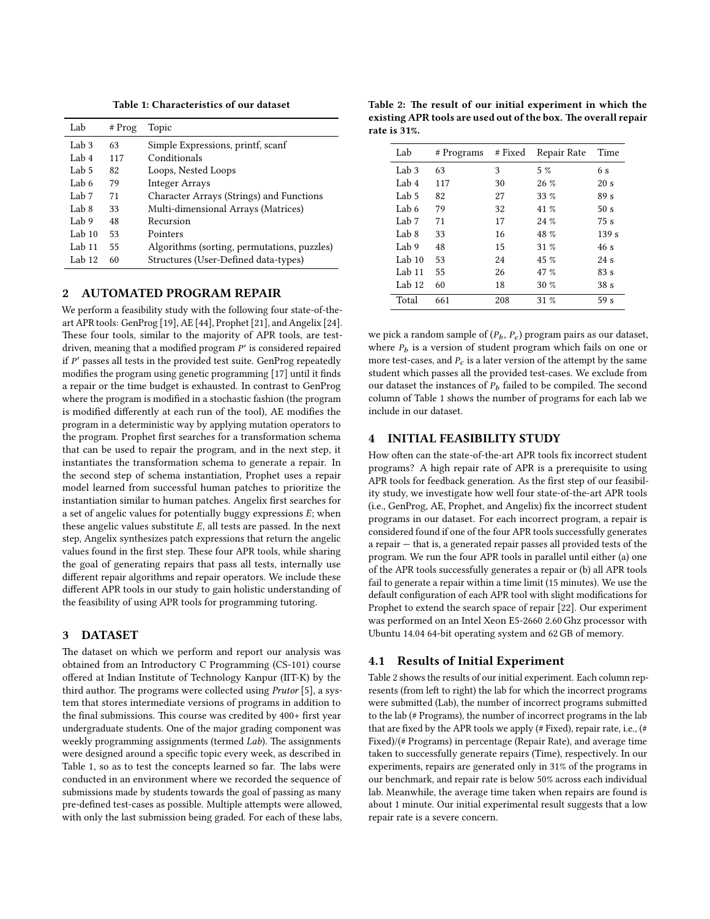Table 1: Characteristics of our dataset

| Lab | # Prog | Topic |
|---|---|---|
| Lab 3 | 63 | Simple Expressions, printf, scanf |
| Lab 4 | 117 | Conditionals |
| Lab 5 | 82 | Loops, Nested Loops |
| Lab 6 | 79 | Integer Arrays |
| Lab 7 | 71 | Character Arrays (Strings) and Functions |
| Lab 8 | 33 | Multi-dimensional Arrays (Matrices) |
| Lab 9 | 48 | Recursion |
| Lab 10 | 53 | Pointers |
| Lab 11 | 55 | Algorithms (sorting, permutations, puzzles) |
| Lab 12 | 60 | Structures (User-Defined data-types) |

## 2 AUTOMATED PROGRAM REPAIR

We perform a feasibility study with the following four state-of-the-art APR tools: GenProg [19], AE [44], Prophet [21], and Angelix [24]. These four tools, similar to the majority of APR tools, are test-driven, meaning that a modified program $P'$ is considered repaired if $P'$ passes all tests in the provided test suite. GenProg repeatedly modifies the program using genetic programming [17] until it finds a repair or the time budget is exhausted. In contrast to GenProg where the program is modified in a stochastic fashion (the program is modified differently at each run of the tool), AE modifies the program in a deterministic way by applying mutation operators to the program. Prophet first searches for a transformation schema that can be used to repair the program, and in the next step, it instantiates the transformation schema to generate a repair. In the second step of schema instantiation, Prophet uses a repair model learned from successful human patches to prioritize the instantiation similar to human patches. Angelix first searches for a set of angelic values for potentially buggy expressions $E$; when these angelic values substitute $E$, all tests are passed. In the next step, Angelix synthesizes patch expressions that return the angelic values found in the first step. These four APR tools, while sharing the goal of generating repairs that pass all tests, internally use different repair algorithms and repair operators. We include these different APR tools in our study to gain holistic understanding of the feasibility of using APR tools for programming tutoring.

## 3 DATASET

The dataset on which we perform and report our analysis was obtained from an Introductory C Programming (CS-101) course offered at Indian Institute of Technology Kanpur (IIT-K) by the third author. The programs were collected using *Prutor* [5], a system that stores intermediate versions of programs in addition to the final submissions. This course was credited by 400+ first year undergraduate students. One of the major grading component was weekly programming assignments (termed *Lab*). The assignments were designed around a specific topic every week, as described in Table 1, so as to test the concepts learned so far. The labs were conducted in an environment where we recorded the sequence of submissions made by students towards the goal of passing as many pre-defined test-cases as possible. Multiple attempts were allowed, with only the last submission being graded. For each of these labs, we pick a random sample of ($P_b$, $P_c$) program pairs as our dataset, where $P_b$ is a version of student program which fails on one or more test-cases, and $P_c$ is a later version of the attempt by the same student which passes all the provided test-cases. We exclude from our dataset the instances of $P_b$ failed to be compiled. The second column of Table 1 shows the number of programs for each lab we include in our dataset.

Table 2: The result of our initial experiment in which the existing APR tools are used out of the box. The overall repair rate is 31%.

| Lab | # Programs | # Fixed | Repair Rate | Time |
|---|---|---|---|---|
| Lab 3 | 63 | 3 | 5 % | 6 s |
| Lab 4 | 117 | 30 | 26 % | 20 s |
| Lab 5 | 82 | 27 | 33 % | 89 s |
| Lab 6 | 79 | 32 | 41 % | 50 s |
| Lab 7 | 71 | 17 | 24 % | 75 s |
| Lab 8 | 33 | 16 | 48 % | 139 s |
| Lab 9 | 48 | 15 | 31 % | 46 s |
| Lab 10 | 53 | 24 | 45 % | 24 s |
| Lab 11 | 55 | 26 | 47 % | 83 s |
| Lab 12 | 60 | 18 | 30 % | 38 s |
| Total | 661 | 208 | 31 % | 59 s |

## 4 INITIAL FEASIBILITY STUDY

How often can the state-of-the-art APR tools fix incorrect student programs? A high repair rate of APR is a prerequisite to using APR tools for feedback generation. As the first step of our feasibility study, we investigate how well four state-of-the-art APR tools (i.e., GenProg, AE, Prophet, and Angelix) fix the incorrect student programs in our dataset. For each incorrect program, a repair is considered found if one of the four APR tools successfully generates a repair — that is, a generated repair passes all provided tests of the program. We run the four APR tools in parallel until either (a) one of the APR tools successfully generates a repair or (b) all APR tools fail to generate a repair within a time limit (15 minutes). We use the default configuration of each APR tool with slight modifications for Prophet to extend the search space of repair [22]. Our experiment was performed on an Intel Xeon E5-2660 2.60 Ghz processor with Ubuntu 14.04 64-bit operating system and 62 GB of memory.

### 4.1 Results of Initial Experiment

Table 2 shows the results of our initial experiment. Each column represents (from left to right) the lab for which the incorrect programs were submitted (Lab), the number of incorrect programs submitted to the lab (# Programs), the number of incorrect programs in the lab that are fixed by the APR tools we apply (# Fixed), repair rate, i.e., (# Fixed)/(# Programs) in percentage (Repair Rate), and average time taken to successfully generate repairs (Time), respectively. In our experiments, repairs are generated only in 31% of the programs in our benchmark, and repair rate is below 50% across each individual lab. Meanwhile, the average time taken when repairs are found is about 1 minute. Our initial experimental result suggests that a low repair rate is a severe concern.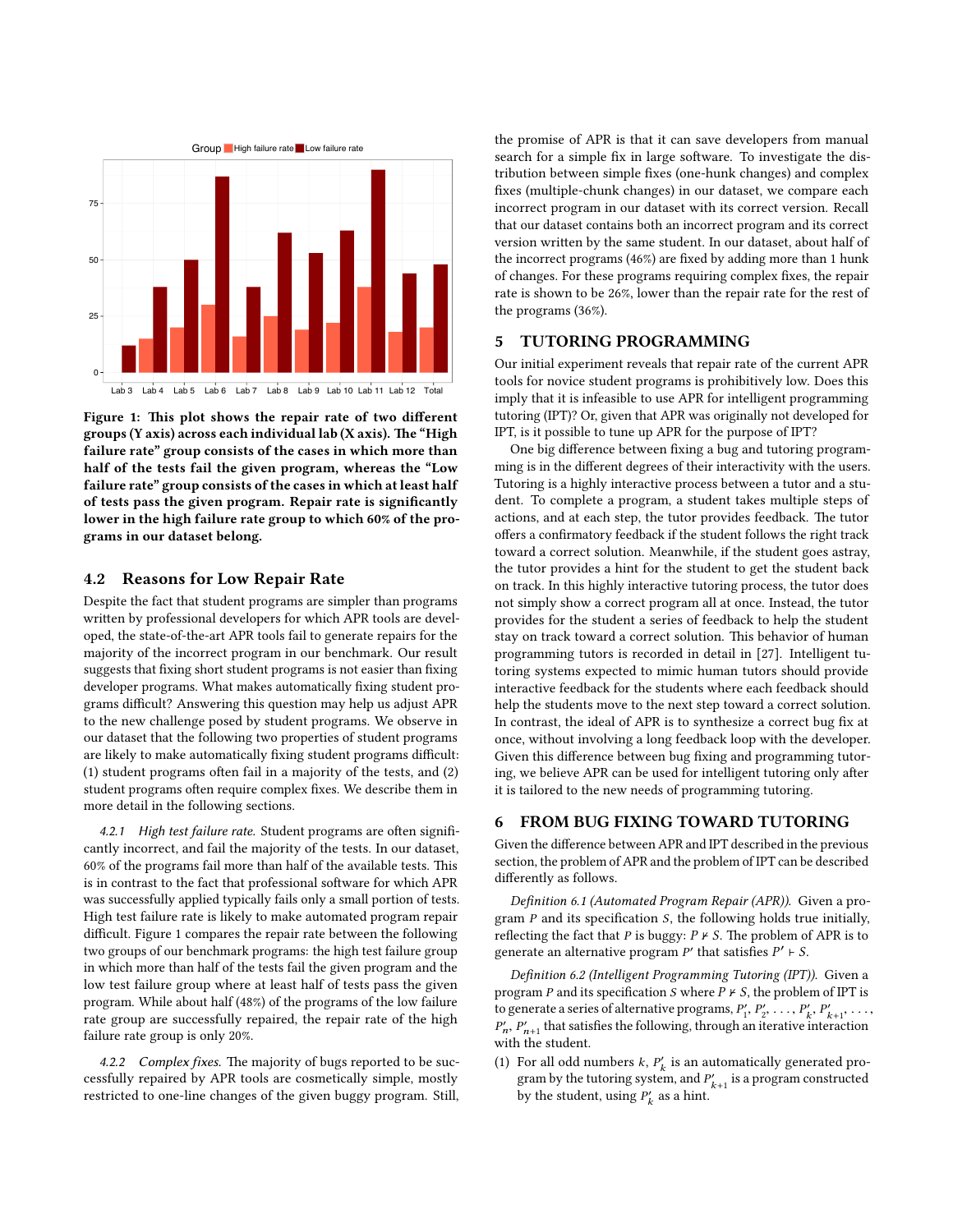**Figure 1: This plot shows the repair rate of two different groups (Y axis) across each individual lab (X axis). The "High failure rate" group consists of the cases in which more than half of the tests fail the given program, whereas the "Low failure rate" group consists of the cases in which at least half of tests pass the given program. Repair rate is significantly lower in the high failure rate group to which 60% of the programs in our dataset belong.**

## 4.2 Reasons for Low Repair Rate

Despite the fact that student programs are simpler than programs written by professional developers for which APR tools are developed, the state-of-the-art APR tools fail to generate repairs for the majority of the incorrect program in our benchmark. Our result suggests that fixing short student programs is not easier than fixing developer programs. What makes automatically fixing student programs difficult? Answering this question may help us adjust APR to the new challenge posed by student programs. We observe in our dataset that the following two properties of student programs are likely to make automatically fixing student programs difficult: (1) student programs often fail in a majority of the tests, and (2) student programs often require complex fixes. We describe them in more detail in the following sections.

*4.2.1 High test failure rate.* Student programs are often significantly incorrect, and fail the majority of the tests. In our dataset, 60% of the programs fail more than half of the available tests. This is in contrast to the fact that professional software for which APR was successfully applied typically fails only a small portion of tests. High test failure rate is likely to make automated program repair difficult. Figure 1 compares the repair rate between the following two groups of our benchmark programs: the high test failure group in which more than half of the tests fail the given program and the low test failure group where at least half of tests pass the given program. While about half (48%) of the programs of the low failure rate group are successfully repaired, the repair rate of the high failure rate group is only 20%.

*4.2.2 Complex fixes.* The majority of bugs reported to be successfully repaired by APR tools are cosmetically simple, mostly restricted to one-line changes of the given buggy program. Still, the promise of APR is that it can save developers from manual search for a simple fix in large software. To investigate the distribution between simple fixes (one-hunk changes) and complex fixes (multiple-chunk changes) in our dataset, we compare each incorrect program in our dataset with its correct version. Recall that our dataset contains both an incorrect program and its correct version written by the same student. In our dataset, about half of the incorrect programs (46%) are fixed by adding more than 1 hunk of changes. For these programs requiring complex fixes, the repair rate is shown to be 26%, lower than the repair rate for the rest of the programs (36%).

# 5 TUTORING PROGRAMMING

Our initial experiment reveals that repair rate of the current APR tools for novice student programs is prohibitively low. Does this imply that it is infeasible to use APR for intelligent programming tutoring (IPT)? Or, given that APR was originally not developed for IPT, is it possible to tune up APR for the purpose of IPT?

One big difference between fixing a bug and tutoring programming is in the different degrees of their interactivity with the users. Tutoring is a highly interactive process between a tutor and a student. To complete a program, a student takes multiple steps of actions, and at each step, the tutor provides feedback. The tutor offers a confirmatory feedback if the student follows the right track toward a correct solution. Meanwhile, if the student goes astray, the tutor provides a hint for the student to get the student back on track. In this highly interactive tutoring process, the tutor does not simply show a correct program all at once. Instead, the tutor provides for the student a series of feedback to help the student stay on track toward a correct solution. This behavior of human programming tutors is recorded in detail in [27]. Intelligent tutoring systems expected to mimic human tutors should provide interactive feedback for the students where each feedback should help the students move to the next step toward a correct solution. In contrast, the ideal of APR is to synthesize a correct bug fix at once, without involving a long feedback loop with the developer. Given this difference between bug fixing and programming tutoring, we believe APR can be used for intelligent tutoring only after it is tailored to the new needs of programming tutoring.

# 6 FROM BUG FIXING TOWARD TUTORING

Given the difference between APR and IPT described in the previous section, the problem of APR and the problem of IPT can be described differently as follows.

*Definition 6.1 (Automated Program Repair (APR)).* Given a program $P$ and its specification $S$, the following holds true initially, reflecting the fact that $P$ is buggy: $P \nvdash S$. The problem of APR is to generate an alternative program $P'$ that satisfies $P' \vdash S$.

*Definition 6.2 (Intelligent Programming Tutoring (IPT)).* Given a program $P$ and its specification $S$ where $P \nvdash S$, the problem of IPT is to generate a series of alternative programs, $P'_1, P'_2, \ldots, P'_k, P'_{k+1}, \ldots, P'_n, P'_{n+1}$ that satisfies the following, through an iterative interaction with the student.

(1) For all odd numbers $k$, $P'_k$ is an automatically generated program by the tutoring system, and $P'_{k+1}$ is a program constructed by the student, using $P'_k$ as a hint.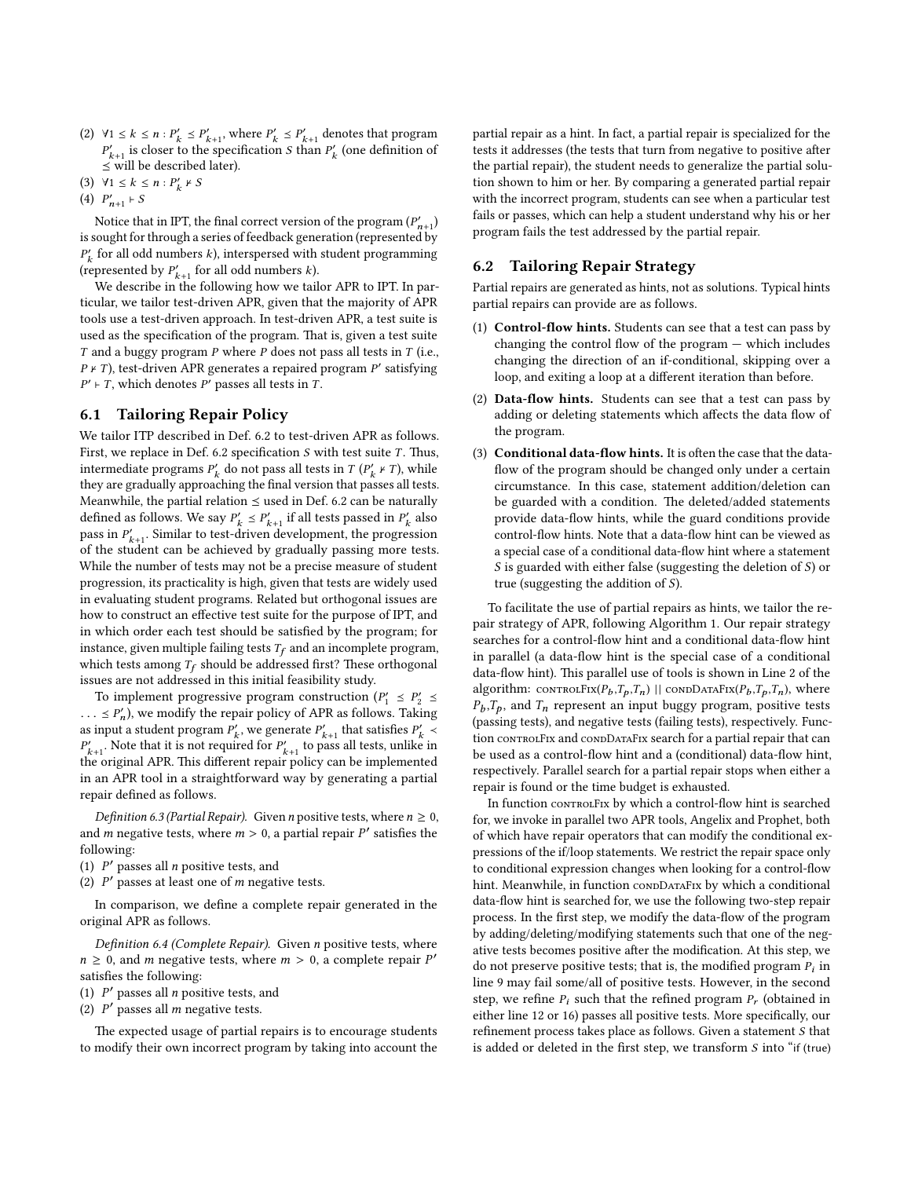(2) $\forall 1 \leq k \leq n : P'_k \preceq P'_{k+1}$, where $P'_k \preceq P'_{k+1}$ denotes that program $P'_{k+1}$ is closer to the specification $S$ than $P'_k$ (one definition of $\preceq$ will be described later).
(3) $\forall 1 \leq k \leq n : P'_k \nvdash S$
(4) $P'_{n+1} \vdash S$

Notice that in IPT, the final correct version of the program ($P'_{n+1}$) is sought for through a series of feedback generation (represented by $P'_k$ for all odd numbers $k$), interspersed with student programming (represented by $P'_{k+1}$ for all odd numbers $k$).

We describe in the following how we tailor APR to IPT. In particular, we tailor test-driven APR, given that the majority of APR tools use a test-driven approach. In test-driven APR, a test suite is used as the specification of the program. That is, given a test suite $T$ and a buggy program $P$ where $P$ does not pass all tests in $T$ (i.e., $P \nvdash T$), test-driven APR generates a repaired program $P'$ satisfying $P' \vdash T$, which denotes $P'$ passes all tests in $T$.

## 6.1 Tailoring Repair Policy

We tailor ITP described in Def. 6.2 to test-driven APR as follows. First, we replace in Def. 6.2 specification $S$ with test suite $T$. Thus, intermediate programs $P'_k$ do not pass all tests in $T$ ($P'_k \nvdash T$), while they are gradually approaching the final version that passes all tests. Meanwhile, the partial relation $\preceq$ used in Def. 6.2 can be naturally defined as follows. We say $P'_k \preceq P'_{k+1}$ if all tests passed in $P'_k$ also pass in $P'_{k+1}$. Similar to test-driven development, the progression of the student can be achieved by gradually passing more tests. While the number of tests may not be a precise measure of student progression, its practicality is high, given that tests are widely used in evaluating student programs. Related but orthogonal issues are how to construct an effective test suite for the purpose of IPT, and in which order each test should be satisfied by the program; for instance, given multiple failing tests $T_f$ and an incomplete program, which tests among $T_f$ should be addressed first? These orthogonal issues are not addressed in this initial feasibility study.

To implement progressive program construction ($P'_1 \preceq P'_2 \preceq \ldots \preceq P'_n$), we modify the repair policy of APR as follows. Taking as input a student program $P'_k$, we generate $P'_{k+1}$ that satisfies $P'_k \prec P'_{k+1}$. Note that it is not required for $P'_{k+1}$ to pass all tests, unlike in the original APR. This different repair policy can be implemented in an APR tool in a straightforward way by generating a partial repair defined as follows.

*Definition 6.3 (Partial Repair).* Given $n$ positive tests, where $n \geq 0$, and $m$ negative tests, where $m > 0$, a partial repair $P'$ satisfies the following:

(1) $P'$ passes all $n$ positive tests, and
(2) $P'$ passes at least one of $m$ negative tests.

In comparison, we define a complete repair generated in the original APR as follows.

*Definition 6.4 (Complete Repair).* Given $n$ positive tests, where $n \geq 0$, and $m$ negative tests, where $m > 0$, a complete repair $P'$ satisfies the following:

(1) $P'$ passes all $n$ positive tests, and
(2) $P'$ passes all $m$ negative tests.

The expected usage of partial repairs is to encourage students to modify their own incorrect program by taking into account the partial repair as a hint. In fact, a partial repair is specialized for the tests it addresses (the tests that turn from negative to positive after the partial repair), the student needs to generalize the partial solution shown to him or her. By comparing a generated partial repair with the incorrect program, students can see when a particular test fails or passes, which can help a student understand why his or her program fails the test addressed by the partial repair.

## 6.2 Tailoring Repair Strategy

Partial repairs are generated as hints, not as solutions. Typical hints partial repairs can provide are as follows.

(1) **Control-flow hints.** Students can see that a test can pass by changing the control flow of the program — which includes changing the direction of an if-conditional, skipping over a loop, and exiting a loop at a different iteration than before.
(2) **Data-flow hints.** Students can see that a test can pass by adding or deleting statements which affects the data flow of the program.
(3) **Conditional data-flow hints.** It is often the case that the data-flow of the program should be changed only under a certain circumstance. In this case, statement addition/deletion can be guarded with a condition. The deleted/added statements provide data-flow hints, while the guard conditions provide control-flow hints. Note that a data-flow hint can be viewed as a special case of a conditional data-flow hint where a statement $S$ is guarded with either false (suggesting the deletion of $S$) or true (suggesting the addition of $S$).

To facilitate the use of partial repairs as hints, we tailor the repair strategy of APR, following Algorithm 1. Our repair strategy searches for a control-flow hint and a conditional data-flow hint in parallel (a data-flow hint is the special case of a conditional data-flow hint). This parallel use of tools is shown in Line 2 of the algorithm: controlFix($P_b$,$T_p$,$T_n$) || condDataFix($P_b$,$T_p$,$T_n$), where $P_b$,$T_p$, and $T_n$ represent an input buggy program, positive tests (passing tests), and negative tests (failing tests), respectively. Function controlFix and condDataFix search for a partial repair that can be used as a control-flow hint and a (conditional) data-flow hint, respectively. Parallel search for a partial repair stops when either a repair is found or the time budget is exhausted.

In function controlFix by which a control-flow hint is searched for, we invoke in parallel two APR tools, Angelix and Prophet, both of which have repair operators that can modify the conditional expressions of the if/loop statements. We restrict the repair space only to conditional expression changes when looking for a control-flow hint. Meanwhile, in function condDataFix by which a conditional data-flow hint is searched for, we use the following two-step repair process. In the first step, we modify the data-flow of the program by adding/deleting/modifying statements such that one of the negative tests becomes positive after the modification. At this step, we do not preserve positive tests; that is, the modified program $P_i$ in line 9 may fail some/all of positive tests. However, in the second step, we refine $P_i$ such that the refined program $P_r$ (obtained in either line 12 or 16) passes all positive tests. More specifically, our refinement process takes place as follows. Given a statement $S$ that is added or deleted in the first step, we transform $S$ into "if (true)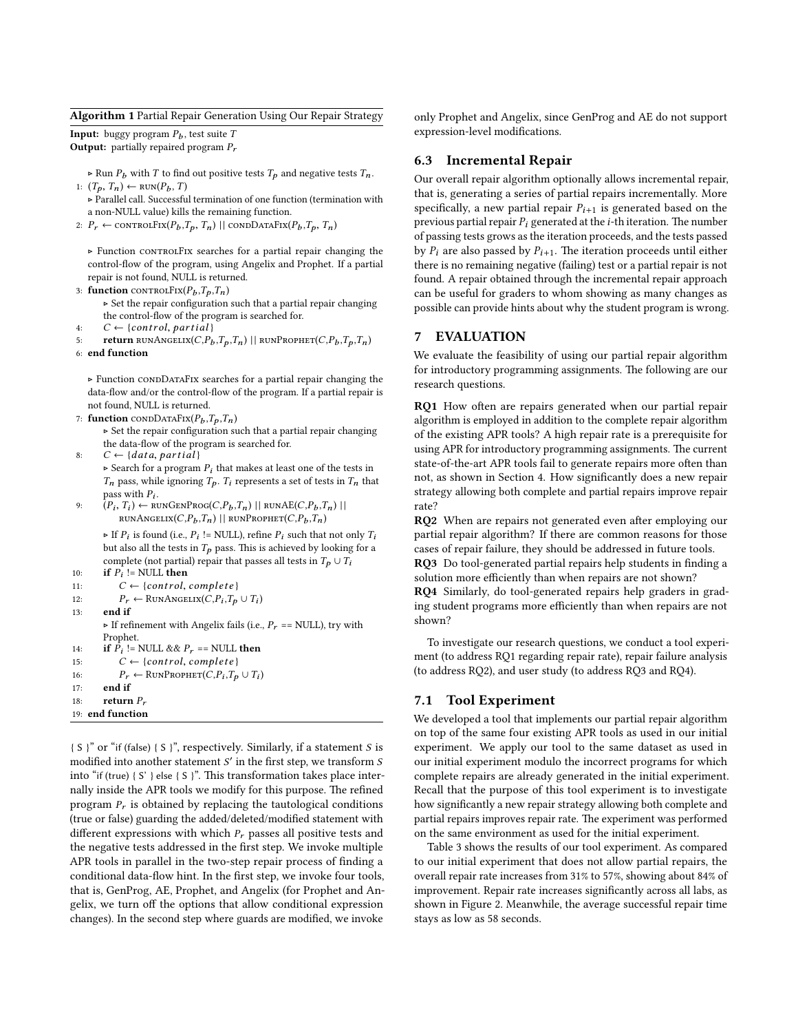**Algorithm 1** Partial Repair Generation Using Our Repair Strategy

**Input:** buggy program $P_b$, test suite $T$
**Output:** partially repaired program $P_r$

```
    ▷ Run P_b with T to find out positive tests T_p and negative tests T_n.
 1: (T_p, T_n) ← RUN(P_b, T)
    ▷ Parallel call. Successful termination of one function (termination with
    a non-NULL value) kills the remaining function.
 2: P_r ← CONTROLFIX(P_b, T_p, T_n) || CONDDATAFIX(P_b, T_p, T_n)

    ▷ Function CONTROLFIX searches for a partial repair changing the
    control-flow of the program, using Angelix and Prophet. If a partial
    repair is not found, NULL is returned.
 3: function CONTROLFIX(P_b, T_p, T_n)
        ▷ Set the repair configuration such that a partial repair changing
        the control-flow of the program is searched for.
 4:     C ← {control, partial}
 5:     return RUNANGELIX(C, P_b, T_p, T_n) || RUNPROPHET(C, P_b, T_p, T_n)
 6: end function

    ▷ Function CONDDATAFIX searches for a partial repair changing the
    data-flow and/or the control-flow of the program. If a partial repair is
    not found, NULL is returned.
 7: function CONDDATAFIX(P_b, T_p, T_n)
        ▷ Set the repair configuration such that a partial repair changing
        the data-flow of the program is searched for.
 8:     C ← {data, partial}
        ▷ Search for a program P_i that makes at least one of the tests in
        T_n pass, while ignoring T_p. T_i represents a set of tests in T_n that
        pass with P_i.
 9:     (P_i, T_i) ← RUNGENPROG(C, P_b, T_n) || RUNAE(C, P_b, T_n) ||
            RUNANGELIX(C, P_b, T_n) || RUNPROPHET(C, P_b, T_n)
        ▷ If P_i is found (i.e., P_i != NULL), refine P_i such that not only T_i
        but also all the tests in T_p pass. This is achieved by looking for a
        complete (not partial) repair that passes all tests in T_p ∪ T_i
10:     if P_i != NULL then
11:         C ← {control, complete}
12:         P_r ← RUNANGELIX(C, P_i, T_p ∪ T_i)
13:     end if
        ▷ If refinement with Angelix fails (i.e., P_r == NULL), try with
        Prophet.
14:     if P_i != NULL && P_r == NULL then
15:         C ← {control, complete}
16:         P_r ← RUNPROPHET(C, P_i, T_p ∪ T_i)
17:     end if
18:     return P_r
19: end function
```

{ S }" or "if (false) { S }", respectively. Similarly, if a statement $S$ is modified into another statement $S'$ in the first step, we transform $S$ into "if (true) { S' } else { S }". This transformation takes place internally inside the APR tools we modify for this purpose. The refined program $P_r$ is obtained by replacing the tautological conditions (true or false) guarding the added/deleted/modified statement with different expressions with which $P_r$ passes all positive tests and the negative tests addressed in the first step. We invoke multiple APR tools in parallel in the two-step repair process of finding a conditional data-flow hint. In the first step, we invoke four tools, that is, GenProg, AE, Prophet, and Angelix (for Prophet and Angelix, we turn off the options that allow conditional expression changes). In the second step where guards are modified, we invoke only Prophet and Angelix, since GenProg and AE do not support expression-level modifications.

## 6.3 Incremental Repair

Our overall repair algorithm optionally allows incremental repair, that is, generating a series of partial repairs incrementally. More specifically, a new partial repair $P_{i+1}$ is generated based on the previous partial repair $P_i$ generated at the $i$-th iteration. The number of passing tests grows as the iteration proceeds, and the tests passed by $P_i$ are also passed by $P_{i+1}$. The iteration proceeds until either there is no remaining negative (failing) test or a partial repair is not found. A repair obtained through the incremental repair approach can be useful for graders to whom showing as many changes as possible can provide hints about why the student program is wrong.

# 7 EVALUATION

We evaluate the feasibility of using our partial repair algorithm for introductory programming assignments. The following are our research questions.

**RQ1** How often are repairs generated when our partial repair algorithm is employed in addition to the complete repair algorithm of the existing APR tools? A high repair rate is a prerequisite for using APR for introductory programming assignments. The current state-of-the-art APR tools fail to generate repairs more often than not, as shown in Section 4. How significantly does a new repair strategy allowing both complete and partial repairs improve repair rate?

**RQ2** When are repairs not generated even after employing our partial repair algorithm? If there are common reasons for those cases of repair failure, they should be addressed in future tools.

**RQ3** Do tool-generated partial repairs help students in finding a solution more efficiently than when repairs are not shown?

**RQ4** Similarly, do tool-generated repairs help graders in grading student programs more efficiently than when repairs are not shown?

To investigate our research questions, we conduct a tool experiment (to address RQ1 regarding repair rate), repair failure analysis (to address RQ2), and user study (to address RQ3 and RQ4).

## 7.1 Tool Experiment

We developed a tool that implements our partial repair algorithm on top of the same four existing APR tools as used in our initial experiment. We apply our tool to the same dataset as used in our initial experiment modulo the incorrect programs for which complete repairs are already generated in the initial experiment. Recall that the purpose of this tool experiment is to investigate how significantly a new repair strategy allowing both complete and partial repairs improves repair rate. The experiment was performed on the same environment as used for the initial experiment.

Table 3 shows the results of our tool experiment. As compared to our initial experiment that does not allow partial repairs, the overall repair rate increases from 31% to 57%, showing about 84% of improvement. Repair rate increases significantly across all labs, as shown in Figure 2. Meanwhile, the average successful repair time stays as low as 58 seconds.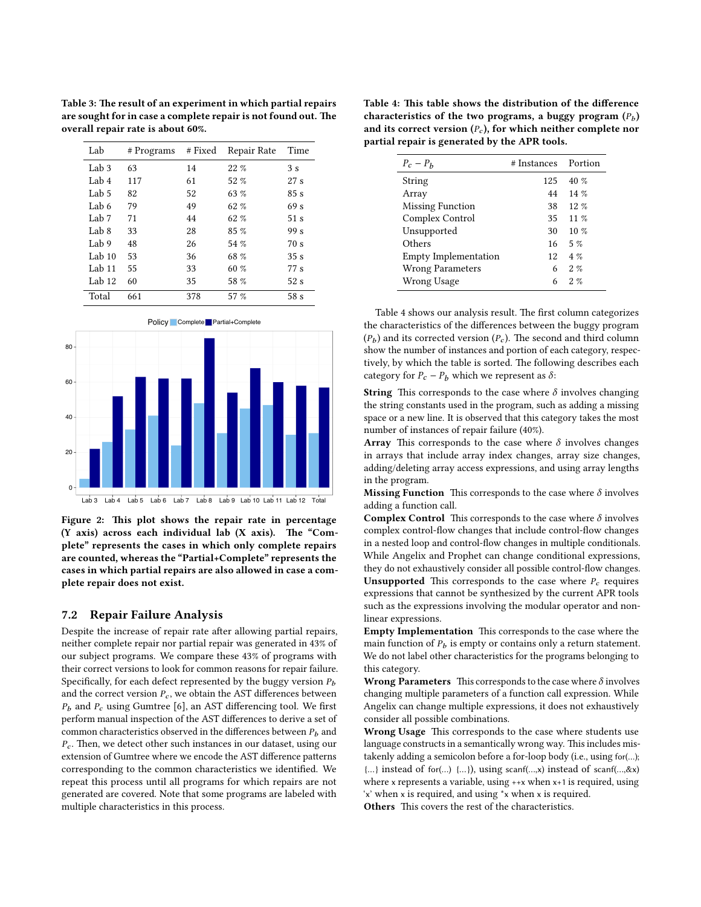**Table 3: The result of an experiment in which partial repairs are sought for in case a complete repair is not found out. The overall repair rate is about 60%.**

| Lab | # Programs | # Fixed | Repair Rate | Time |
|---|---|---|---|---|
| Lab 3 | 63 | 14 | 22 % | 3 s |
| Lab 4 | 117 | 61 | 52 % | 27 s |
| Lab 5 | 82 | 52 | 63 % | 85 s |
| Lab 6 | 79 | 49 | 62 % | 69 s |
| Lab 7 | 71 | 44 | 62 % | 51 s |
| Lab 8 | 33 | 28 | 85 % | 99 s |
| Lab 9 | 48 | 26 | 54 % | 70 s |
| Lab 10 | 53 | 36 | 68 % | 35 s |
| Lab 11 | 55 | 33 | 60 % | 77 s |
| Lab 12 | 60 | 35 | 58 % | 52 s |
| Total | 661 | 378 | 57 % | 58 s |

**Figure 2: This plot shows the repair rate in percentage (Y axis) across each individual lab (X axis). The "Complete" represents the cases in which only complete repairs are counted, whereas the "Partial+Complete" represents the cases in which partial repairs are also allowed in case a complete repair does not exist.**

### 7.2 Repair Failure Analysis

Despite the increase of repair rate after allowing partial repairs, neither complete repair nor partial repair was generated in 43% of our subject programs. We compare these 43% of programs with their correct versions to look for common reasons for repair failure. Specifically, for each defect represented by the buggy version $P_b$ and the correct version $P_c$, we obtain the AST differences between $P_b$ and $P_c$ using Gumtree [6], an AST differencing tool. We first perform manual inspection of the AST differences to derive a set of common characteristics observed in the differences between $P_b$ and $P_c$. Then, we detect other such instances in our dataset, using our extension of Gumtree where we encode the AST difference patterns corresponding to the common characteristics we identified. We repeat this process until all programs for which repairs are not generated are covered. Note that some programs are labeled with multiple characteristics in this process.

**Table 4: This table shows the distribution of the difference characteristics of the two programs, a buggy program ($P_b$) and its correct version ($P_c$), for which neither complete nor partial repair is generated by the APR tools.**

| $P_c - P_b$ | # Instances | Portion |
|---|---|---|
| String | 125 | 40 % |
| Array | 44 | 14 % |
| Missing Function | 38 | 12 % |
| Complex Control | 35 | 11 % |
| Unsupported | 30 | 10 % |
| Others | 16 | 5 % |
| Empty Implementation | 12 | 4 % |
| Wrong Parameters | 6 | 2 % |
| Wrong Usage | 6 | 2 % |

Table 4 shows our analysis result. The first column categorizes the characteristics of the differences between the buggy program ($P_b$) and its corrected version ($P_c$). The second and third column show the number of instances and portion of each category, respectively, by which the table is sorted. The following describes each category for $P_c - P_b$ which we represent as $\delta$:

**String** This corresponds to the case where $\delta$ involves changing the string constants used in the program, such as adding a missing space or a new line. It is observed that this category takes the most number of instances of repair failure (40%).

**Array** This corresponds to the case where $\delta$ involves changes in arrays that include array index changes, array size changes, adding/deleting array access expressions, and using array lengths in the program.

**Missing Function** This corresponds to the case where $\delta$ involves adding a function call.

**Complex Control** This corresponds to the case where $\delta$ involves complex control-flow changes that include control-flow changes in a nested loop and control-flow changes in multiple conditionals. While Angelix and Prophet can change conditional expressions, they do not exhaustively consider all possible control-flow changes.

**Unsupported** This corresponds to the case where $P_c$ requires expressions that cannot be synthesized by the current APR tools such as the expressions involving the modular operator and non-linear expressions.

**Empty Implementation** This corresponds to the case where the main function of $P_b$ is empty or contains only a return statement. We do not label other characteristics for the programs belonging to this category.

**Wrong Parameters** This corresponds to the case where $\delta$ involves changing multiple parameters of a function call expression. While Angelix can change multiple expressions, it does not exhaustively consider all possible combinations.

**Wrong Usage** This corresponds to the case where students use language constructs in a semantically wrong way. This includes mistakenly adding a semicolon before a for-loop body (i.e., using `for(...); {...}` instead of `for(...) {...}`), using `scanf(...,x)` instead of `scanf(...,&x)` where `x` represents a variable, using `++x` when `x+1` is required, using 'x' when `x` is required, and using `*x` when `x` is required.

**Others** This covers the rest of the characteristics.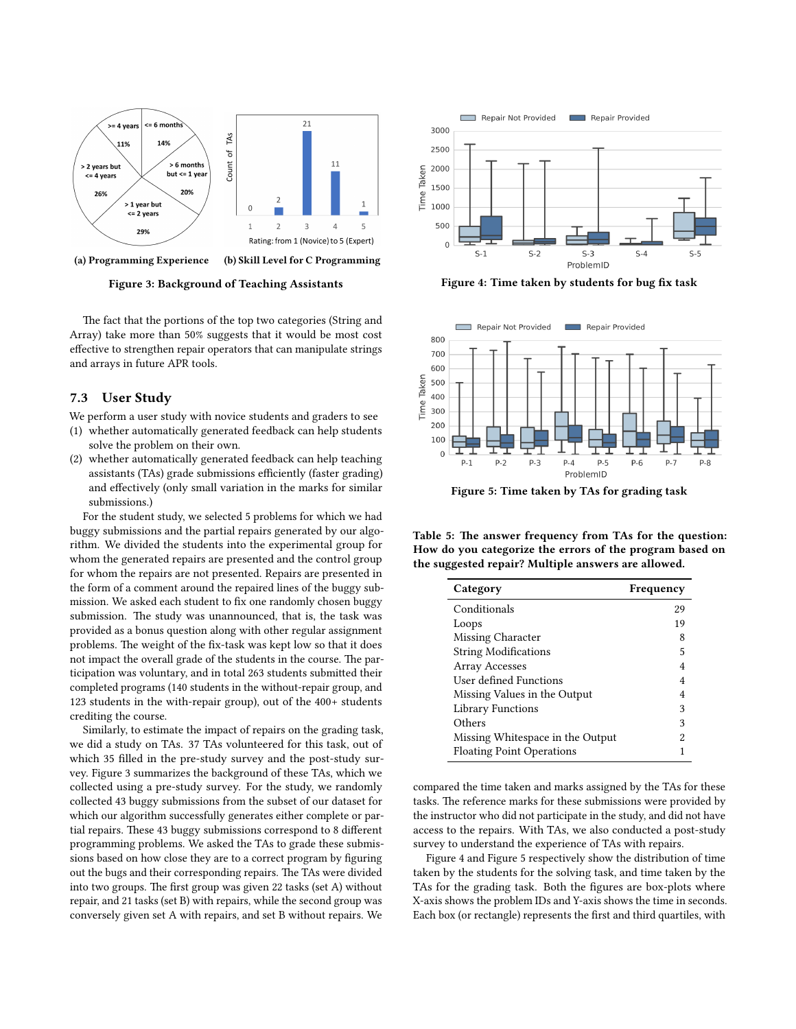(a) Programming Experience (b) Skill Level for C Programming

Figure 3: Background of Teaching Assistants

The fact that the portions of the top two categories (String and Array) take more than 50% suggests that it would be most cost effective to strengthen repair operators that can manipulate strings and arrays in future APR tools.

### 7.3 User Study

We perform a user study with novice students and graders to see

1. whether automatically generated feedback can help students solve the problem on their own.
2. whether automatically generated feedback can help teaching assistants (TAs) grade submissions efficiently (faster grading) and effectively (only small variation in the marks for similar submissions.)

For the student study, we selected 5 problems for which we had buggy submissions and the partial repairs generated by our algorithm. We divided the students into the experimental group for whom the generated repairs are presented and the control group for whom the repairs are not presented. Repairs are presented in the form of a comment around the repaired lines of the buggy submission. We asked each student to fix one randomly chosen buggy submission. The study was unannounced, that is, the task was provided as a bonus question along with other regular assignment problems. The weight of the fix-task was kept low so that it does not impact the overall grade of the students in the course. The participation was voluntary, and in total 263 students submitted their completed programs (140 students in the without-repair group, and 123 students in the with-repair group), out of the 400+ students crediting the course.

Similarly, to estimate the impact of repairs on the grading task, we did a study on TAs. 37 TAs volunteered for this task, out of which 35 filled in the pre-study survey and the post-study survey. Figure 3 summarizes the background of these TAs, which we collected using a pre-study survey. For the study, we randomly collected 43 buggy submissions from the subset of our dataset for which our algorithm successfully generates either complete or partial repairs. These 43 buggy submissions correspond to 8 different programming problems. We asked the TAs to grade these submissions based on how close they are to a correct program by figuring out the bugs and their corresponding repairs. The TAs were divided into two groups. The first group was given 22 tasks (set A) without repair, and 21 tasks (set B) with repairs, while the second group was conversely given set A with repairs, and set B without repairs. We compared the time taken and marks assigned by the TAs for these tasks. The reference marks for these submissions were provided by the instructor who did not participate in the study, and did not have access to the repairs. With TAs, we also conducted a post-study survey to understand the experience of TAs with repairs.

Figure 4 and Figure 5 respectively show the distribution of time taken by the students for the solving task, and time taken by the TAs for the grading task. Both the figures are box-plots where X-axis shows the problem IDs and Y-axis shows the time in seconds. Each box (or rectangle) represents the first and third quartiles, with

Figure 4: Time taken by students for bug fix task

Figure 5: Time taken by TAs for grading task

**Table 5: The answer frequency from TAs for the question: How do you categorize the errors of the program based on the suggested repair? Multiple answers are allowed.**

| Category | Frequency |
|---|---|
| Conditionals | 29 |
| Loops | 19 |
| Missing Character | 8 |
| String Modifications | 5 |
| Array Accesses | 4 |
| User defined Functions | 4 |
| Missing Values in the Output | 4 |
| Library Functions | 3 |
| Others | 3 |
| Missing Whitespace in the Output | 2 |
| Floating Point Operations | 1 |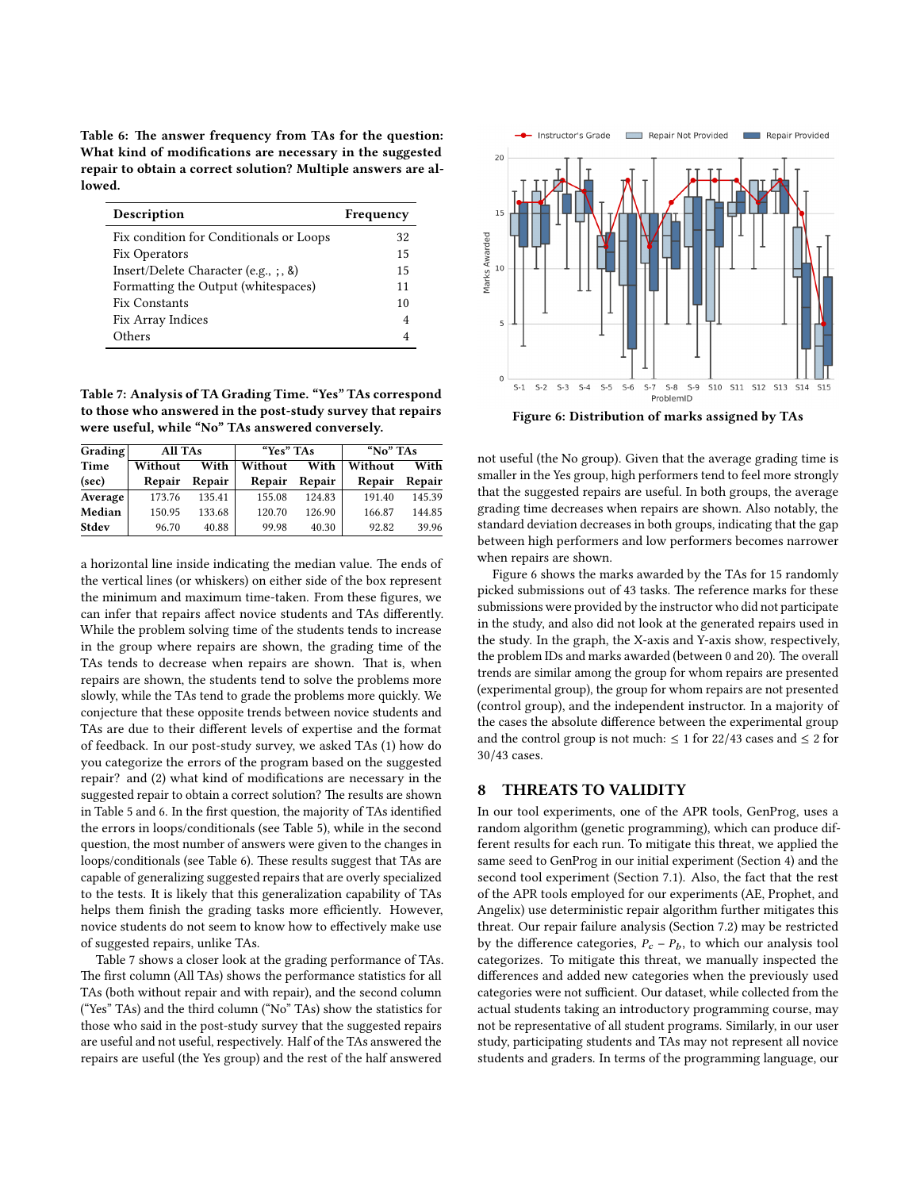**Table 6: The answer frequency from TAs for the question: What kind of modifications are necessary in the suggested repair to obtain a correct solution? Multiple answers are allowed.**

| Description | Frequency |
|---|---|
| Fix condition for Conditionals or Loops | 32 |
| Fix Operators | 15 |
| Insert/Delete Character (e.g., ;, &) | 15 |
| Formatting the Output (whitespaces) | 11 |
| Fix Constants | 10 |
| Fix Array Indices | 4 |
| Others | 4 |

**Table 7: Analysis of TA Grading Time. "Yes" TAs correspond to those who answered in the post-study survey that repairs were useful, while "No" TAs answered conversely.**

| Grading | All TAs | | "Yes" TAs | | "No" TAs | |
|---|---|---|---|---|---|---|
| Time (sec) | Without Repair | With Repair | Without Repair | With Repair | Without Repair | With Repair |
| **Average** | 173.76 | 135.41 | 155.08 | 124.83 | 191.40 | 145.39 |
| **Median** | 150.95 | 133.68 | 120.70 | 126.90 | 166.87 | 144.85 |
| **Stdev** | 96.70 | 40.88 | 99.98 | 40.30 | 92.82 | 39.96 |

a horizontal line inside indicating the median value. The ends of the vertical lines (or whiskers) on either side of the box represent the minimum and maximum time-taken. From these figures, we can infer that repairs affect novice students and TAs differently. While the problem solving time of the students tends to increase in the group where repairs are shown, the grading time of the TAs tends to decrease when repairs are shown. That is, when repairs are shown, the students tend to solve the problems more slowly, while the TAs tend to grade the problems more quickly. We conjecture that these opposite trends between novice students and TAs are due to their different levels of expertise and the format of feedback. In our post-study survey, we asked TAs (1) how do you categorize the errors of the program based on the suggested repair? and (2) what kind of modifications are necessary in the suggested repair to obtain a correct solution? The results are shown in Table 5 and 6. In the first question, the majority of TAs identified the errors in loops/conditionals (see Table 5), while in the second question, the most number of answers were given to the changes in loops/conditionals (see Table 6). These results suggest that TAs are capable of generalizing suggested repairs that are overly specialized to the tests. It is likely that this generalization capability of TAs helps them finish the grading tasks more efficiently. However, novice students do not seem to know how to effectively make use of suggested repairs, unlike TAs.

Table 7 shows a closer look at the grading performance of TAs. The first column (All TAs) shows the performance statistics for all TAs (both without repair and with repair), and the second column ("Yes" TAs) and the third column ("No" TAs) show the statistics for those who said in the post-study survey that the suggested repairs are useful and not useful, respectively. Half of the TAs answered the repairs are useful (the Yes group) and the rest of the half answered not useful (the No group). Given that the average grading time is smaller in the Yes group, high performers tend to feel more strongly that the suggested repairs are useful. In both groups, the average grading time decreases when repairs are shown. Also notably, the standard deviation decreases in both groups, indicating that the gap between high performers and low performers becomes narrower when repairs are shown.

Figure 6: Distribution of marks assigned by TAs

Figure 6 shows the marks awarded by the TAs for 15 randomly picked submissions out of 43 tasks. The reference marks for these submissions were provided by the instructor who did not participate in the study, and also did not look at the generated repairs used in the study. In the graph, the X-axis and Y-axis show, respectively, the problem IDs and marks awarded (between 0 and 20). The overall trends are similar among the group for whom repairs are presented (experimental group), the group for whom repairs are not presented (control group), and the independent instructor. In a majority of the cases the absolute difference between the experimental group and the control group is not much: $\leq 1$ for 22/43 cases and $\leq 2$ for 30/43 cases.

## 8 THREATS TO VALIDITY

In our tool experiments, one of the APR tools, GenProg, uses a random algorithm (genetic programming), which can produce different results for each run. To mitigate this threat, we applied the same seed to GenProg in our initial experiment (Section 4) and the second tool experiment (Section 7.1). Also, the fact that the rest of the APR tools employed for our experiments (AE, Prophet, and Angelix) use deterministic repair algorithm further mitigates this threat. Our repair failure analysis (Section 7.2) may be restricted by the difference categories, $P_c - P_b$, to which our analysis tool categorizes. To mitigate this threat, we manually inspected the differences and added new categories when the previously used categories were not sufficient. Our dataset, while collected from the actual students taking an introductory programming course, may not be representative of all student programs. Similarly, in our user study, participating students and TAs may not represent all novice students and graders. In terms of the programming language, our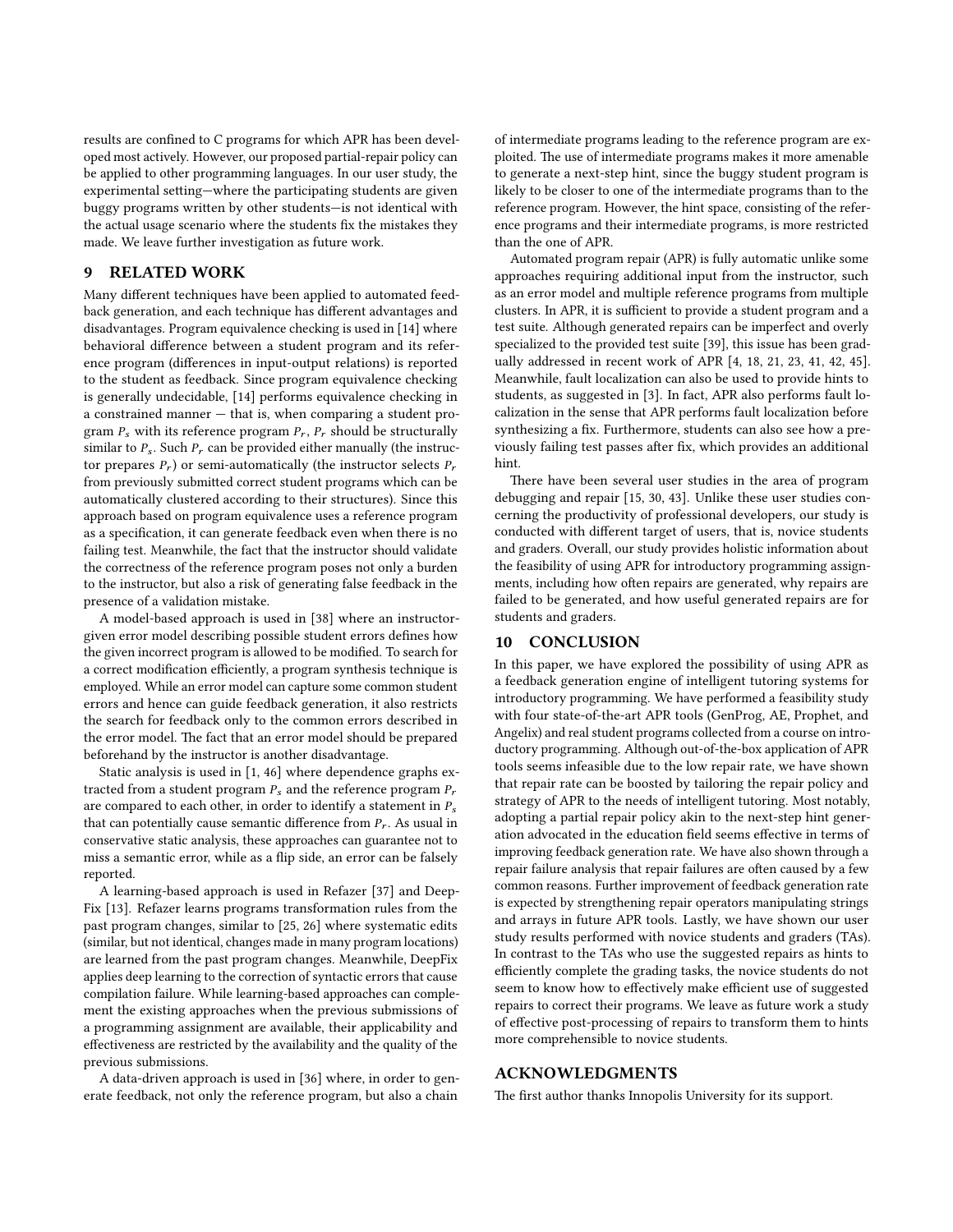results are confined to C programs for which APR has been developed most actively. However, our proposed partial-repair policy can be applied to other programming languages. In our user study, the experimental setting—where the participating students are given buggy programs written by other students—is not identical with the actual usage scenario where the students fix the mistakes they made. We leave further investigation as future work.

## 9 RELATED WORK

Many different techniques have been applied to automated feedback generation, and each technique has different advantages and disadvantages. Program equivalence checking is used in [14] where behavioral difference between a student program and its reference program (differences in input-output relations) is reported to the student as feedback. Since program equivalence checking is generally undecidable, [14] performs equivalence checking in a constrained manner — that is, when comparing a student program $P_s$ with its reference program $P_r$, $P_r$ should be structurally similar to $P_s$. Such $P_r$ can be provided either manually (the instructor prepares $P_r$) or semi-automatically (the instructor selects $P_r$ from previously submitted correct student programs which can be automatically clustered according to their structures). Since this approach based on program equivalence uses a reference program as a specification, it can generate feedback even when there is no failing test. Meanwhile, the fact that the instructor should validate the correctness of the reference program poses not only a burden to the instructor, but also a risk of generating false feedback in the presence of a validation mistake.

A model-based approach is used in [38] where an instructor-given error model describing possible student errors defines how the given incorrect program is allowed to be modified. To search for a correct modification efficiently, a program synthesis technique is employed. While an error model can capture some common student errors and hence can guide feedback generation, it also restricts the search for feedback only to the common errors described in the error model. The fact that an error model should be prepared beforehand by the instructor is another disadvantage.

Static analysis is used in [1, 46] where dependence graphs extracted from a student program $P_s$ and the reference program $P_r$ are compared to each other, in order to identify a statement in $P_s$ that can potentially cause semantic difference from $P_r$. As usual in conservative static analysis, these approaches can guarantee not to miss a semantic error, while as a flip side, an error can be falsely reported.

A learning-based approach is used in Refazer [37] and DeepFix [13]. Refazer learns programs transformation rules from the past program changes, similar to [25, 26] where systematic edits (similar, but not identical, changes made in many program locations) are learned from the past program changes. Meanwhile, DeepFix applies deep learning to the correction of syntactic errors that cause compilation failure. While learning-based approaches can complement the existing approaches when the previous submissions of a programming assignment are available, their applicability and effectiveness are restricted by the availability and the quality of the previous submissions.

A data-driven approach is used in [36] where, in order to generate feedback, not only the reference program, but also a chain of intermediate programs leading to the reference program are exploited. The use of intermediate programs makes it more amenable to generate a next-step hint, since the buggy student program is likely to be closer to one of the intermediate programs than to the reference program. However, the hint space, consisting of the reference programs and their intermediate programs, is more restricted than the one of APR.

Automated program repair (APR) is fully automatic unlike some approaches requiring additional input from the instructor, such as an error model and multiple reference programs from multiple clusters. In APR, it is sufficient to provide a student program and a test suite. Although generated repairs can be imperfect and overly specialized to the provided test suite [39], this issue has been gradually addressed in recent work of APR [4, 18, 21, 23, 41, 42, 45]. Meanwhile, fault localization can also be used to provide hints to students, as suggested in [3]. In fact, APR also performs fault localization in the sense that APR performs fault localization before synthesizing a fix. Furthermore, students can also see how a previously failing test passes after fix, which provides an additional hint.

There have been several user studies in the area of program debugging and repair [15, 30, 43]. Unlike these user studies concerning the productivity of professional developers, our study is conducted with different target of users, that is, novice students and graders. Overall, our study provides holistic information about the feasibility of using APR for introductory programming assignments, including how often repairs are generated, why repairs are failed to be generated, and how useful generated repairs are for students and graders.

## 10 CONCLUSION

In this paper, we have explored the possibility of using APR as a feedback generation engine of intelligent tutoring systems for introductory programming. We have performed a feasibility study with four state-of-the-art APR tools (GenProg, AE, Prophet, and Angelix) and real student programs collected from a course on introductory programming. Although out-of-the-box application of APR tools seems infeasible due to the low repair rate, we have shown that repair rate can be boosted by tailoring the repair policy and strategy of APR to the needs of intelligent tutoring. Most notably, adopting a partial repair policy akin to the next-step hint generation advocated in the education field seems effective in terms of improving feedback generation rate. We have also shown through a repair failure analysis that repair failures are often caused by a few common reasons. Further improvement of feedback generation rate is expected by strengthening repair operators manipulating strings and arrays in future APR tools. Lastly, we have shown our user study results performed with novice students and graders (TAs). In contrast to the TAs who use the suggested repairs as hints to efficiently complete the grading tasks, the novice students do not seem to know how to effectively make efficient use of suggested repairs to correct their programs. We leave as future work a study of effective post-processing of repairs to transform them to hints more comprehensible to novice students.

## ACKNOWLEDGMENTS

The first author thanks Innopolis University for its support.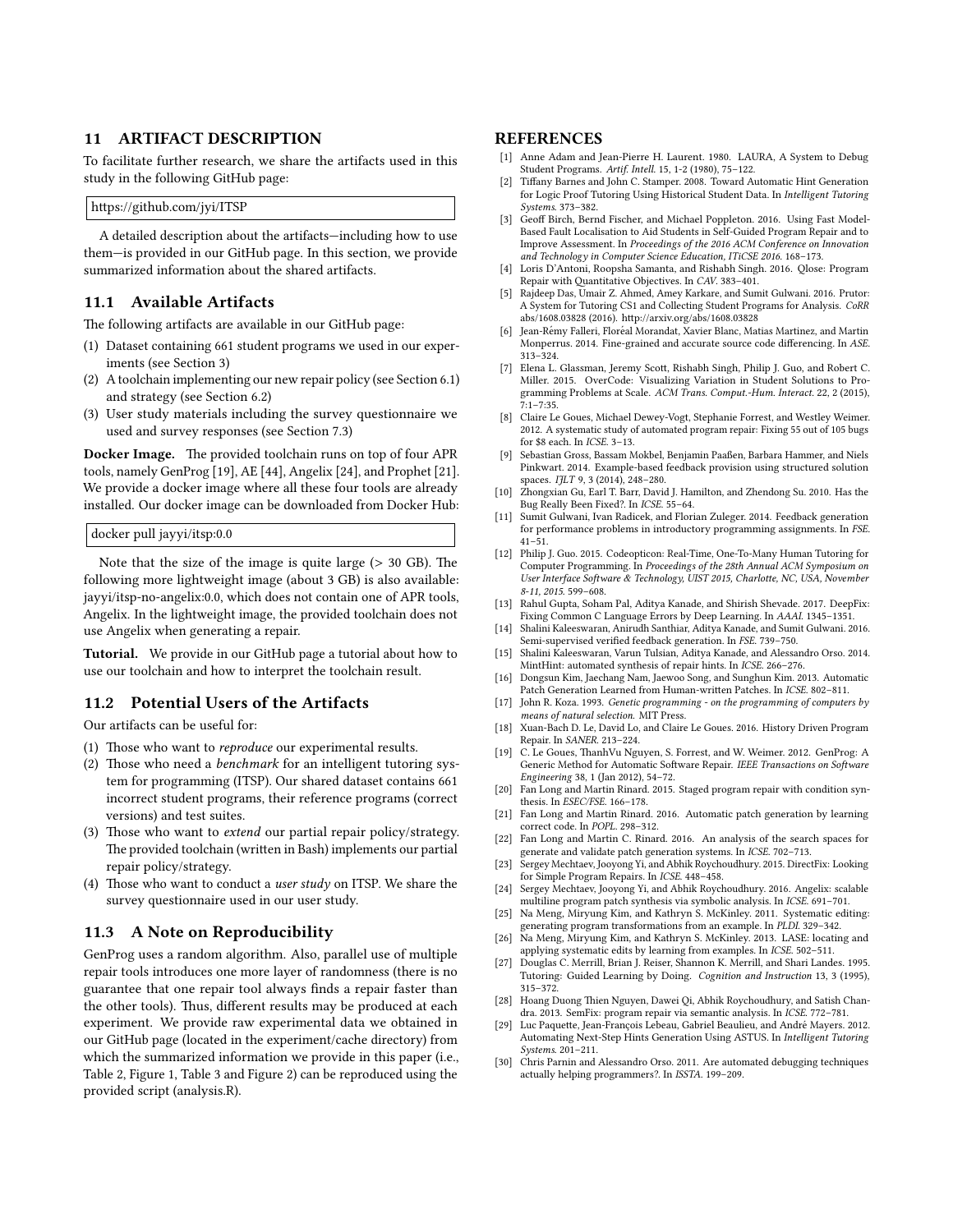## 11 ARTIFACT DESCRIPTION

To facilitate further research, we share the artifacts used in this study in the following GitHub page:

```
https://github.com/jyi/ITSP
```

A detailed description about the artifacts—including how to use them—is provided in our GitHub page. In this section, we provide summarized information about the shared artifacts.

### 11.1 Available Artifacts

The following artifacts are available in our GitHub page:

1. Dataset containing 661 student programs we used in our experiments (see Section 3)
2. A toolchain implementing our new repair policy (see Section 6.1) and strategy (see Section 6.2)
3. User study materials including the survey questionnaire we used and survey responses (see Section 7.3)

**Docker Image.** The provided toolchain runs on top of four APR tools, namely GenProg [19], AE [44], Angelix [24], and Prophet [21]. We provide a docker image where all these four tools are already installed. Our docker image can be downloaded from Docker Hub:

```
docker pull jayyi/itsp:0.0
```

Note that the size of the image is quite large (> 30 GB). The following more lightweight image (about 3 GB) is also available: jayyi/itsp-no-angelix:0.0, which does not contain one of APR tools, Angelix. In the lightweight image, the provided toolchain does not use Angelix when generating a repair.

**Tutorial.** We provide in our GitHub page a tutorial about how to use our toolchain and how to interpret the toolchain result.

### 11.2 Potential Users of the Artifacts

Our artifacts can be useful for:

1. Those who want to *reproduce* our experimental results.
2. Those who need a *benchmark* for an intelligent tutoring system for programming (ITSP). Our shared dataset contains 661 incorrect student programs, their reference programs (correct versions) and test suites.
3. Those who want to *extend* our partial repair policy/strategy. The provided toolchain (written in Bash) implements our partial repair policy/strategy.
4. Those who want to conduct a *user study* on ITSP. We share the survey questionnaire used in our user study.

### 11.3 A Note on Reproducibility

GenProg uses a random algorithm. Also, parallel use of multiple repair tools introduces one more layer of randomness (there is no guarantee that one repair tool always finds a repair faster than the other tools). Thus, different results may be produced at each experiment. We provide raw experimental data we obtained in our GitHub page (located in the experiment/cache directory) from which the summarized information we provide in this paper (i.e., Table 2, Figure 1, Table 3 and Figure 2) can be reproduced using the provided script (analysis.R).

## REFERENCES

[1] Anne Adam and Jean-Pierre H. Laurent. 1980. LAURA, A System to Debug Student Programs. *Artif. Intell.* 15, 1-2 (1980), 75–122.

[2] Tiffany Barnes and John C. Stamper. 2008. Toward Automatic Hint Generation for Logic Proof Tutoring Using Historical Student Data. In *Intelligent Tutoring Systems*. 373–382.

[3] Geoff Birch, Bernd Fischer, and Michael Poppleton. 2016. Using Fast Model-Based Fault Localisation to Aid Students in Self-Guided Program Repair and to Improve Assessment. In *Proceedings of the 2016 ACM Conference on Innovation and Technology in Computer Science Education, ITiCSE 2016*. 168–173.

[4] Loris D'Antoni, Roopsha Samanta, and Rishabh Singh. 2016. Qlose: Program Repair with Quantitative Objectives. In *CAV*. 383–401.

[5] Rajdeep Das, Umair Z. Ahmed, Amey Karkare, and Sumit Gulwani. 2016. Prutor: A System for Tutoring CS1 and Collecting Student Programs for Analysis. *CoRR* abs/1608.03828 (2016). http://arxiv.org/abs/1608.03828

[6] Jean-Rémy Falleri, Floréal Morandat, Xavier Blanc, Matias Martinez, and Martin Monperrus. 2014. Fine-grained and accurate source code differencing. In *ASE*. 313–324.

[7] Elena L. Glassman, Jeremy Scott, Rishabh Singh, Philip J. Guo, and Robert C. Miller. 2015. OverCode: Visualizing Variation in Student Solutions to Programming Problems at Scale. *ACM Trans. Comput.-Hum. Interact.* 22, 2 (2015), 7:1–7:35.

[8] Claire Le Goues, Michael Dewey-Vogt, Stephanie Forrest, and Westley Weimer. 2012. A systematic study of automated program repair: Fixing 55 out of 105 bugs for $8 each. In *ICSE*. 3–13.

[9] Sebastian Gross, Bassam Mokbel, Benjamin Paaßen, Barbara Hammer, and Niels Pinkwart. 2014. Example-based feedback provision using structured solution spaces. *IJLT* 9, 3 (2014), 248–280.

[10] Zhongxian Gu, Earl T. Barr, David J. Hamilton, and Zhendong Su. 2010. Has the Bug Really Been Fixed?. In *ICSE*. 55–64.

[11] Sumit Gulwani, Ivan Radicek, and Florian Zuleger. 2014. Feedback generation for performance problems in introductory programming assignments. In *FSE*. 41–51.

[12] Philip J. Guo. 2015. Codeopticon: Real-Time, One-To-Many Human Tutoring for Computer Programming. In *Proceedings of the 28th Annual ACM Symposium on User Interface Software & Technology, UIST 2015, Charlotte, NC, USA, November 8-11, 2015*. 599–608.

[13] Rahul Gupta, Soham Pal, Aditya Kanade, and Shirish Shevade. 2017. DeepFix: Fixing Common C Language Errors by Deep Learning. In *AAAI*. 1345–1351.

[14] Shalini Kaleeswaran, Anirudh Santhiar, Aditya Kanade, and Sumit Gulwani. 2016. Semi-supervised verified feedback generation. In *FSE*. 739–750.

[15] Shalini Kaleeswaran, Varun Tulsian, Aditya Kanade, and Alessandro Orso. 2014. MintHint: automated synthesis of repair hints. In *ICSE*. 266–276.

[16] Dongsun Kim, Jaechang Nam, Jaewoo Song, and Sunghun Kim. 2013. Automatic Patch Generation Learned from Human-written Patches. In *ICSE*. 802–811.

[17] John R. Koza. 1993. *Genetic programming - on the programming of computers by means of natural selection*. MIT Press.

[18] Xuan-Bach D. Le, David Lo, and Claire Le Goues. 2016. History Driven Program Repair. In *SANER*. 213–224.

[19] C. Le Goues, ThanhVu Nguyen, S. Forrest, and W. Weimer. 2012. GenProg: A Generic Method for Automatic Software Repair. *IEEE Transactions on Software Engineering* 38, 1 (Jan 2012), 54–72.

[20] Fan Long and Martin Rinard. 2015. Staged program repair with condition synthesis. In *ESEC/FSE*. 166–178.

[21] Fan Long and Martin Rinard. 2016. Automatic patch generation by learning correct code. In *POPL*. 298–312.

[22] Fan Long and Martin C. Rinard. 2016. An analysis of the search spaces for generate and validate patch generation systems. In *ICSE*. 702–713.

[23] Sergey Mechtaev, Jooyong Yi, and Abhik Roychoudhury. 2015. DirectFix: Looking for Simple Program Repairs. In *ICSE*. 448–458.

[24] Sergey Mechtaev, Jooyong Yi, and Abhik Roychoudhury. 2016. Angelix: scalable multiline program patch synthesis via symbolic analysis. In *ICSE*. 691–701.

[25] Na Meng, Miryung Kim, and Kathryn S. McKinley. 2011. Systematic editing: generating program transformations from an example. In *PLDI*. 329–342.

[26] Na Meng, Miryung Kim, and Kathryn S. McKinley. 2013. LASE: locating and applying systematic edits by learning from examples. In *ICSE*. 502–511.

[27] Douglas C. Merrill, Brian J. Reiser, Shannon K. Merrill, and Shari Landes. 1995. Tutoring: Guided Learning by Doing. *Cognition and Instruction* 13, 3 (1995), 315–372.

[28] Hoang Duong Thien Nguyen, Dawei Qi, Abhik Roychoudhury, and Satish Chandra. 2013. SemFix: program repair via semantic analysis. In *ICSE*. 772–781.

[29] Luc Paquette, Jean-François Lebeau, Gabriel Beaulieu, and André Mayers. 2012. Automating Next-Step Hints Generation Using ASTUS. In *Intelligent Tutoring Systems*. 201–211.

[30] Chris Parnin and Alessandro Orso. 2011. Are automated debugging techniques actually helping programmers?. In *ISSTA*. 199–209.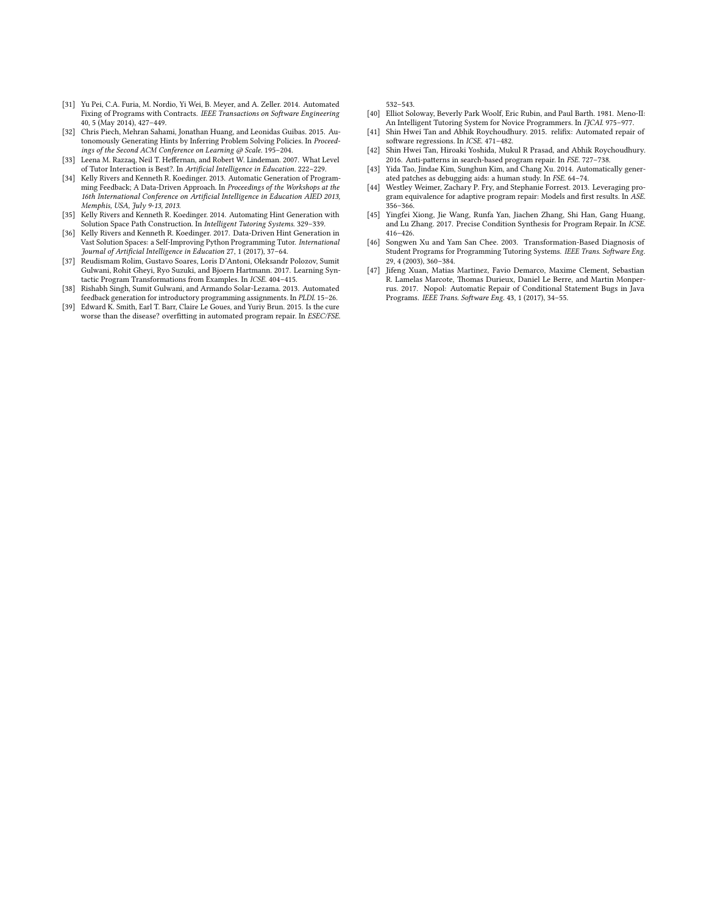[31] Yu Pei, C.A. Furia, M. Nordio, Yi Wei, B. Meyer, and A. Zeller. 2014. Automated Fixing of Programs with Contracts. *IEEE Transactions on Software Engineering* 40, 5 (May 2014), 427–449.

[32] Chris Piech, Mehran Sahami, Jonathan Huang, and Leonidas Guibas. 2015. Autonomously Generating Hints by Inferring Problem Solving Policies. In *Proceedings of the Second ACM Conference on Learning @ Scale*. 195–204.

[33] Leena M. Razzaq, Neil T. Heffernan, and Robert W. Lindeman. 2007. What Level of Tutor Interaction is Best?. In *Artificial Intelligence in Education*. 222–229.

[34] Kelly Rivers and Kenneth R. Koedinger. 2013. Automatic Generation of Programming Feedback; A Data-Driven Approach. In *Proceedings of the Workshops at the 16th International Conference on Artificial Intelligence in Education AIED 2013, Memphis, USA, July 9-13, 2013.*

[35] Kelly Rivers and Kenneth R. Koedinger. 2014. Automating Hint Generation with Solution Space Path Construction. In *Intelligent Tutoring Systems*. 329–339.

[36] Kelly Rivers and Kenneth R. Koedinger. 2017. Data-Driven Hint Generation in Vast Solution Spaces: a Self-Improving Python Programming Tutor. *International Journal of Artificial Intelligence in Education* 27, 1 (2017), 37–64.

[37] Reudismam Rolim, Gustavo Soares, Loris D'Antoni, Oleksandr Polozov, Sumit Gulwani, Rohit Gheyi, Ryo Suzuki, and Bjoern Hartmann. 2017. Learning Syntactic Program Transformations from Examples. In *ICSE*. 404–415.

[38] Rishabh Singh, Sumit Gulwani, and Armando Solar-Lezama. 2013. Automated feedback generation for introductory programming assignments. In *PLDI*. 15–26.

[39] Edward K. Smith, Earl T. Barr, Claire Le Goues, and Yuriy Brun. 2015. Is the cure worse than the disease? overfitting in automated program repair. In *ESEC/FSE*. 532–543.

[40] Elliot Soloway, Beverly Park Woolf, Eric Rubin, and Paul Barth. 1981. Meno-II: An Intelligent Tutoring System for Novice Programmers. In *IJCAI*. 975–977.

[41] Shin Hwei Tan and Abhik Roychoudhury. 2015. relifix: Automated repair of software regressions. In *ICSE*. 471–482.

[42] Shin Hwei Tan, Hiroaki Yoshida, Mukul R Prasad, and Abhik Roychoudhury. 2016. Anti-patterns in search-based program repair. In *FSE*. 727–738.

[43] Yida Tao, Jindae Kim, Sunghun Kim, and Chang Xu. 2014. Automatically generated patches as debugging aids: a human study. In *FSE*. 64–74.

[44] Westley Weimer, Zachary P. Fry, and Stephanie Forrest. 2013. Leveraging program equivalence for adaptive program repair: Models and first results. In *ASE*. 356–366.

[45] Yingfei Xiong, Jie Wang, Runfa Yan, Jiachen Zhang, Shi Han, Gang Huang, and Lu Zhang. 2017. Precise Condition Synthesis for Program Repair. In *ICSE*. 416–426.

[46] Songwen Xu and Yam San Chee. 2003. Transformation-Based Diagnosis of Student Programs for Programming Tutoring Systems. *IEEE Trans. Software Eng.* 29, 4 (2003), 360–384.

[47] Jifeng Xuan, Matias Martinez, Favio Demarco, Maxime Clement, Sebastian R. Lamelas Marcote, Thomas Durieux, Daniel Le Berre, and Martin Monperrus. 2017. Nopol: Automatic Repair of Conditional Statement Bugs in Java Programs. *IEEE Trans. Software Eng.* 43, 1 (2017), 34–55.